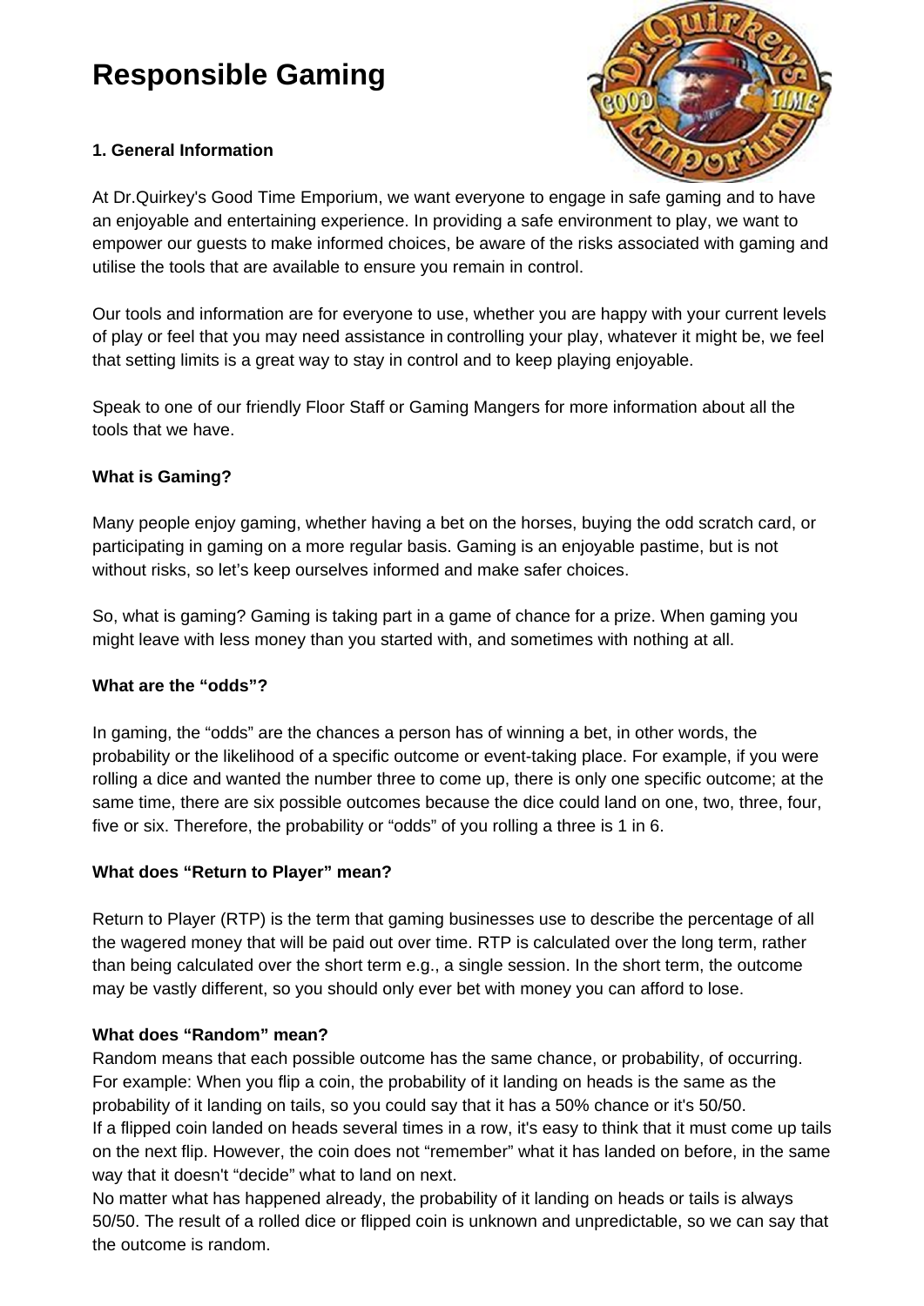# Responsible Gaming

### 1. General Information

At Dr.Quirkey's Good Time Emporium, we want everyone to engage in safe gaming and to have an enjoyable and entertaining experience. In providing a safe environment to play, we want to empower our guests to make informed choices, be aware of the risks associated with gaming and utilise the tools that are available to ensure you remain in control.

Our tools and information are for everyone to use, whether you are happy with your current levels of play or feel that you may need assistance in controlling your play, whatever it might be, we feel that setting limits is a great way to stay in control and to keep playing enjoyable.

Speak to one of our friendly Floor Staff or Gaming Mangers for more information about all the tools that we have.

### What is Gaming?

Many people enjoy gaming, whether having a bet on the horses, buying the odd scratch card, or participating in gaming on a more regular basis. Gaming is an enjoyable pastime, but is not without risks, so let's keep ourselves informed and make safer choices.

So, what is gaming? Gaming is taking part in a game of chance for a prize. When gaming you might leave with less money than you started with, and sometimes with nothing at all.

### What are the "odds"?

In gaming, the "odds" are the chances a person has of winning a bet, in other words, the probability or the likelihood of a specific outcome or event-taking place. For example, if you were rolling a dice and wanted the number three to come up, there is only one specific outcome; at the same time, there are six possible outcomes because the dice could land on one, two, three, four, five or six. Therefore, the probability or "odds" of you rolling a three is 1 in 6.

### What does "Return to Player" mean?

Return to Player (RTP) is the term that gaming businesses use to describe the percentage of all the wagered money that will be paid out over time. RTP is calculated over the long term, rather than being calculated over the short term e.g., a single session. In the short term, the outcome may be vastly different, so you should only ever bet with money you can afford to lose.

### What does "Random" mean?

Random means that each possible outcome has the same chance, or probability, of occurring. For example: When you flip a coin, the probability of it landing on heads is the same as the probability of it landing on tails, so you could say that it has a 50% chance or it's 50/50.
If a flipped coin landed on heads several times in a row, it's easy to think that it must come up tails on the next flip. However, the coin does not "remember" what it has landed on before, in the same way that it doesn't "decide" what to land on next.
No matter what has happened already, the probability of it landing on heads or tails is always 50/50. The result of a rolled dice or flipped coin is unknown and unpredictable, so we can say that the outcome is random.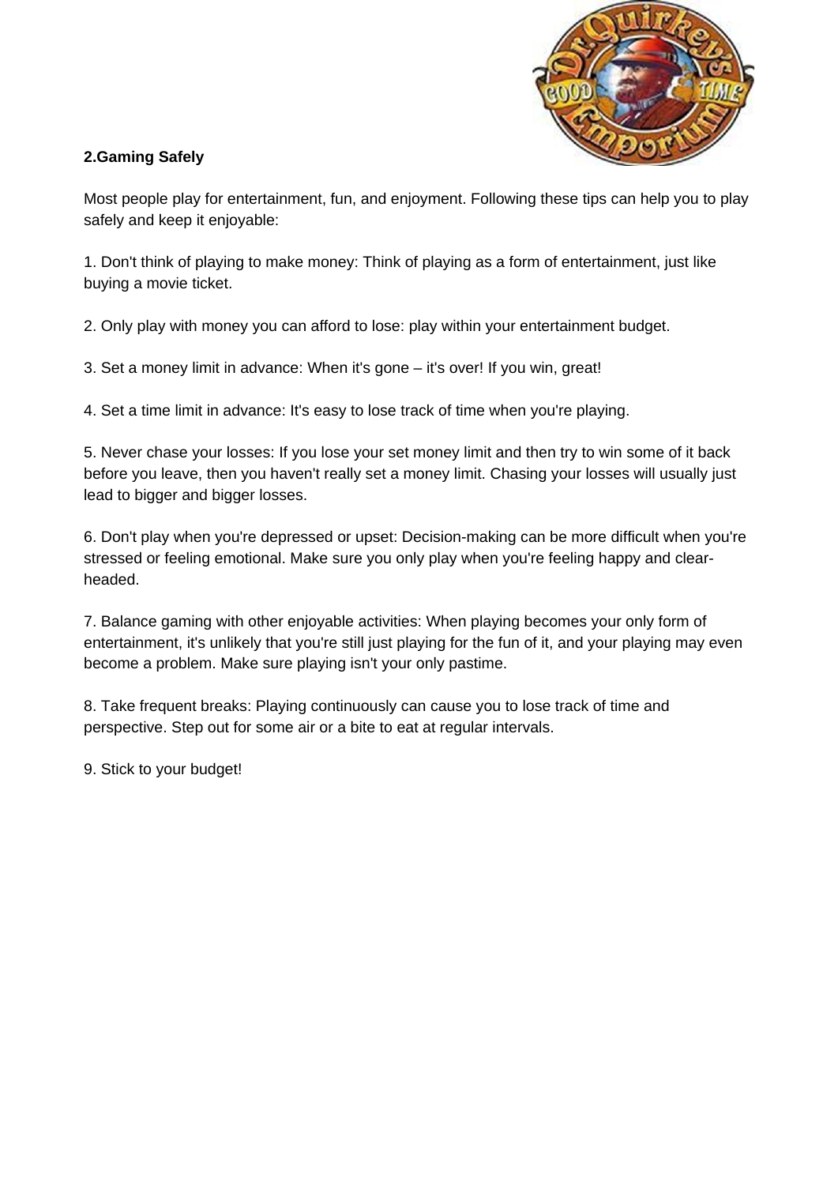## 2.Gaming Safely

Most people play for entertainment, fun, and enjoyment. Following these tips can help you to play safely and keep it enjoyable:

1. Don't think of playing to make money: Think of playing as a form of entertainment, just like buying a movie ticket.

2. Only play with money you can afford to lose: play within your entertainment budget.

3. Set a money limit in advance: When it's gone – it's over! If you win, great!

4. Set a time limit in advance: It's easy to lose track of time when you're playing.

5. Never chase your losses: If you lose your set money limit and then try to win some of it back before you leave, then you haven't really set a money limit. Chasing your losses will usually just lead to bigger and bigger losses.

6. Don't play when you're depressed or upset: Decision-making can be more difficult when you're stressed or feeling emotional. Make sure you only play when you're feeling happy and clear-headed.

7. Balance gaming with other enjoyable activities: When playing becomes your only form of entertainment, it's unlikely that you're still just playing for the fun of it, and your playing may even become a problem. Make sure playing isn't your only pastime.

8. Take frequent breaks: Playing continuously can cause you to lose track of time and perspective. Step out for some air or a bite to eat at regular intervals.

9. Stick to your budget!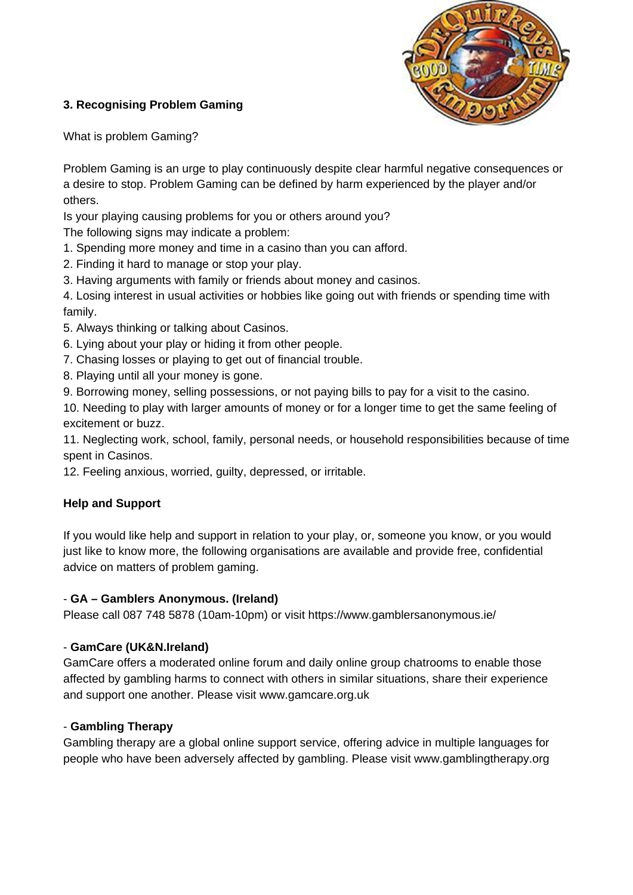### 3. Recognising Problem Gaming

What is problem Gaming?

Problem Gaming is an urge to play continuously despite clear harmful negative consequences or a desire to stop. Problem Gaming can be defined by harm experienced by the player and/or others.

Is your playing causing problems for you or others around you?

The following signs may indicate a problem:

1. Spending more money and time in a casino than you can afford.
2. Finding it hard to manage or stop your play.
3. Having arguments with family or friends about money and casinos.
4. Losing interest in usual activities or hobbies like going out with friends or spending time with family.
5. Always thinking or talking about Casinos.
6. Lying about your play or hiding it from other people.
7. Chasing losses or playing to get out of financial trouble.
8. Playing until all your money is gone.
9. Borrowing money, selling possessions, or not paying bills to pay for a visit to the casino.
10. Needing to play with larger amounts of money or for a longer time to get the same feeling of excitement or buzz.
11. Neglecting work, school, family, personal needs, or household responsibilities because of time spent in Casinos.
12. Feeling anxious, worried, guilty, depressed, or irritable.

### Help and Support

If you would like help and support in relation to your play, or, someone you know, or you would just like to know more, the following organisations are available and provide free, confidential advice on matters of problem gaming.

- **GA – Gamblers Anonymous. (Ireland)**

Please call 087 748 5878 (10am-10pm) or visit https://www.gamblersanonymous.ie/

- **GamCare (UK&N.Ireland)**

GamCare offers a moderated online forum and daily online group chatrooms to enable those affected by gambling harms to connect with others in similar situations, share their experience and support one another. Please visit www.gamcare.org.uk

- **Gambling Therapy**

Gambling therapy are a global online support service, offering advice in multiple languages for people who have been adversely affected by gambling. Please visit www.gamblingtherapy.org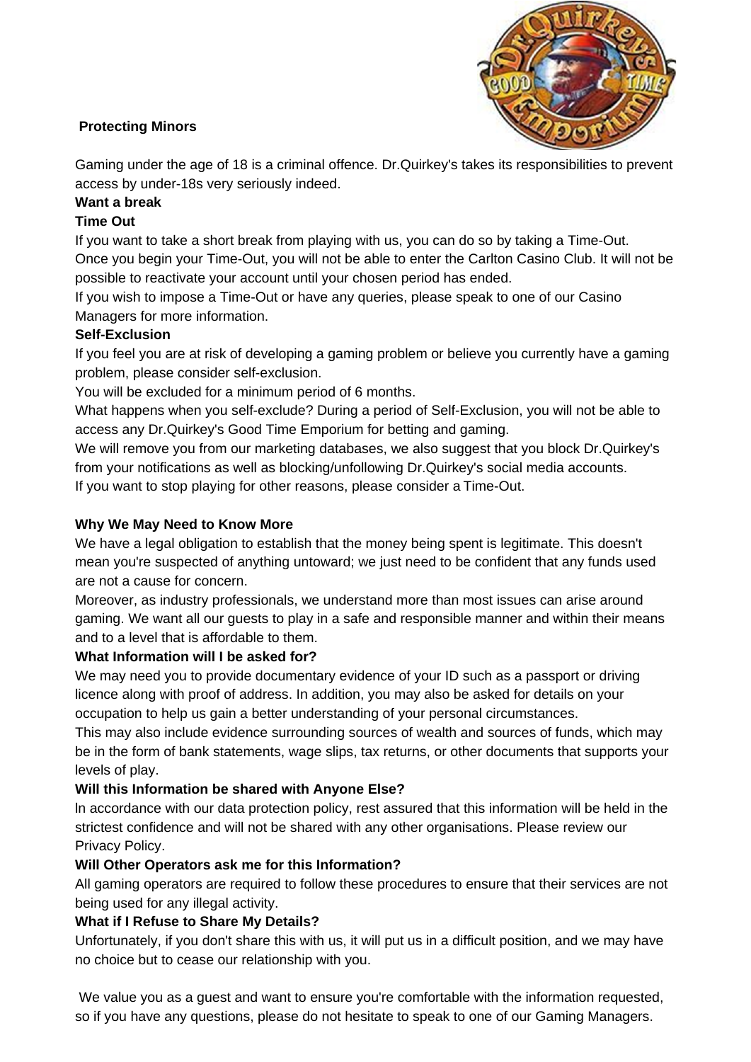**Protecting Minors**

Gaming under the age of 18 is a criminal offence. Dr.Quirkey's takes its responsibilities to prevent access by under-18s very seriously indeed.

**Want a break**

**Time Out**

If you want to take a short break from playing with us, you can do so by taking a Time-Out.

Once you begin your Time-Out, you will not be able to enter the Carlton Casino Club. It will not be possible to reactivate your account until your chosen period has ended.

If you wish to impose a Time-Out or have any queries, please speak to one of our Casino Managers for more information.

**Self-Exclusion**

If you feel you are at risk of developing a gaming problem or believe you currently have a gaming problem, please consider self-exclusion.

You will be excluded for a minimum period of 6 months.

What happens when you self-exclude? During a period of Self-Exclusion, you will not be able to access any Dr.Quirkey's Good Time Emporium for betting and gaming.

We will remove you from our marketing databases, we also suggest that you block Dr.Quirkey's from your notifications as well as blocking/unfollowing Dr.Quirkey's social media accounts.

If you want to stop playing for other reasons, please consider a Time-Out.

**Why We May Need to Know More**

We have a legal obligation to establish that the money being spent is legitimate. This doesn't mean you're suspected of anything untoward; we just need to be confident that any funds used are not a cause for concern.

Moreover, as industry professionals, we understand more than most issues can arise around gaming. We want all our guests to play in a safe and responsible manner and within their means and to a level that is affordable to them.

**What Information will I be asked for?**

We may need you to provide documentary evidence of your ID such as a passport or driving licence along with proof of address. In addition, you may also be asked for details on your occupation to help us gain a better understanding of your personal circumstances.

This may also include evidence surrounding sources of wealth and sources of funds, which may be in the form of bank statements, wage slips, tax returns, or other documents that supports your levels of play.

**Will this Information be shared with Anyone Else?**

In accordance with our data protection policy, rest assured that this information will be held in the strictest confidence and will not be shared with any other organisations. Please review our Privacy Policy.

**Will Other Operators ask me for this Information?**

All gaming operators are required to follow these procedures to ensure that their services are not being used for any illegal activity.

**What if I Refuse to Share My Details?**

Unfortunately, if you don't share this with us, it will put us in a difficult position, and we may have no choice but to cease our relationship with you.

We value you as a guest and want to ensure you're comfortable with the information requested, so if you have any questions, please do not hesitate to speak to one of our Gaming Managers.